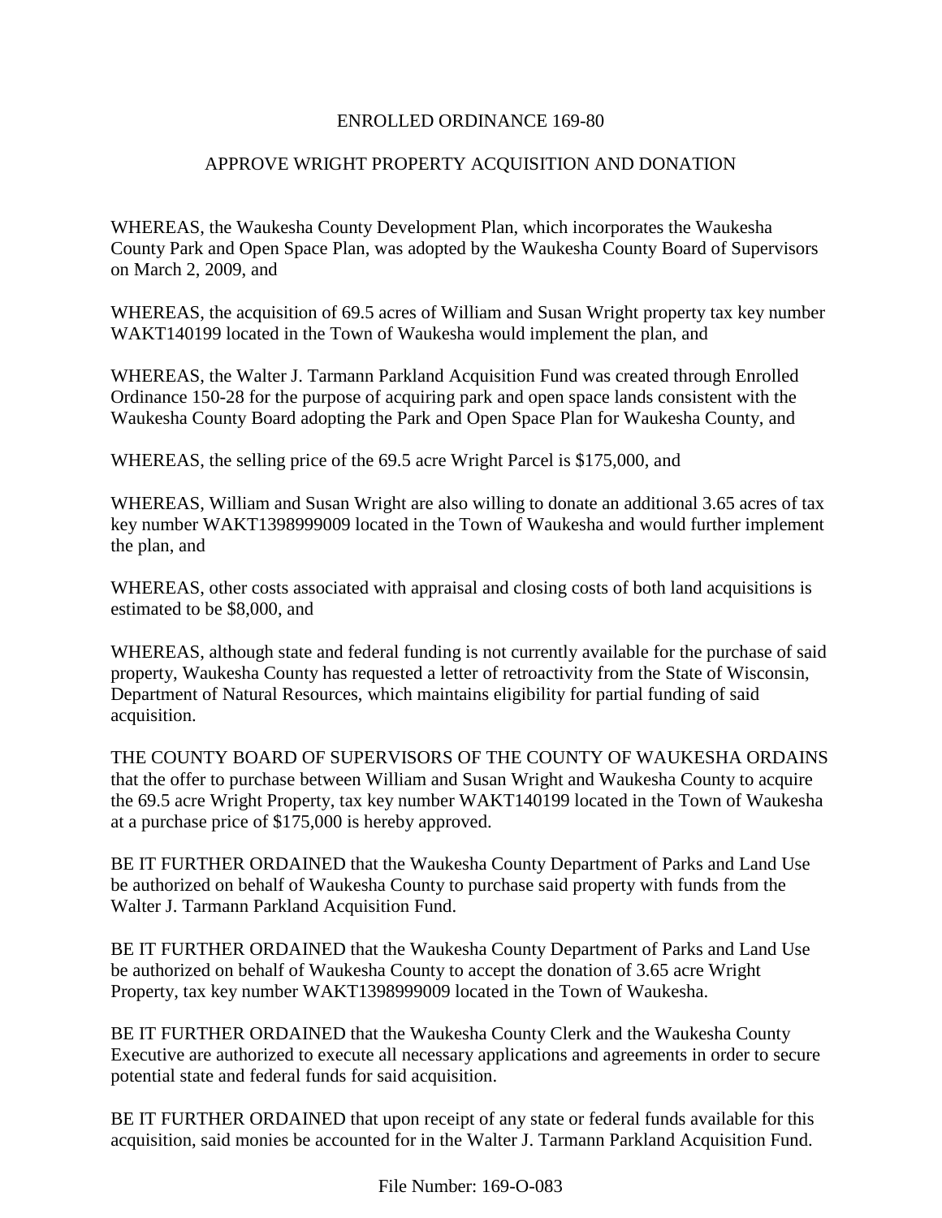# ENROLLED ORDINANCE 169-80

## APPROVE WRIGHT PROPERTY ACQUISITION AND DONATION

WHEREAS, the Waukesha County Development Plan, which incorporates the Waukesha County Park and Open Space Plan, was adopted by the Waukesha County Board of Supervisors on March 2, 2009, and

WHEREAS, the acquisition of 69.5 acres of William and Susan Wright property tax key number WAKT140199 located in the Town of Waukesha would implement the plan, and

WHEREAS, the Walter J. Tarmann Parkland Acquisition Fund was created through Enrolled Ordinance 150-28 for the purpose of acquiring park and open space lands consistent with the Waukesha County Board adopting the Park and Open Space Plan for Waukesha County, and

WHEREAS, the selling price of the 69.5 acre Wright Parcel is $175,000, and

WHEREAS, William and Susan Wright are also willing to donate an additional 3.65 acres of tax key number WAKT1398999009 located in the Town of Waukesha and would further implement the plan, and

WHEREAS, other costs associated with appraisal and closing costs of both land acquisitions is estimated to be $8,000, and

WHEREAS, although state and federal funding is not currently available for the purchase of said property, Waukesha County has requested a letter of retroactivity from the State of Wisconsin, Department of Natural Resources, which maintains eligibility for partial funding of said acquisition.

THE COUNTY BOARD OF SUPERVISORS OF THE COUNTY OF WAUKESHA ORDAINS that the offer to purchase between William and Susan Wright and Waukesha County to acquire the 69.5 acre Wright Property, tax key number WAKT140199 located in the Town of Waukesha at a purchase price of $175,000 is hereby approved.

BE IT FURTHER ORDAINED that the Waukesha County Department of Parks and Land Use be authorized on behalf of Waukesha County to purchase said property with funds from the Walter J. Tarmann Parkland Acquisition Fund.

BE IT FURTHER ORDAINED that the Waukesha County Department of Parks and Land Use be authorized on behalf of Waukesha County to accept the donation of 3.65 acre Wright Property, tax key number WAKT1398999009 located in the Town of Waukesha.

BE IT FURTHER ORDAINED that the Waukesha County Clerk and the Waukesha County Executive are authorized to execute all necessary applications and agreements in order to secure potential state and federal funds for said acquisition.

BE IT FURTHER ORDAINED that upon receipt of any state or federal funds available for this acquisition, said monies be accounted for in the Walter J. Tarmann Parkland Acquisition Fund.

File Number: 169-O-083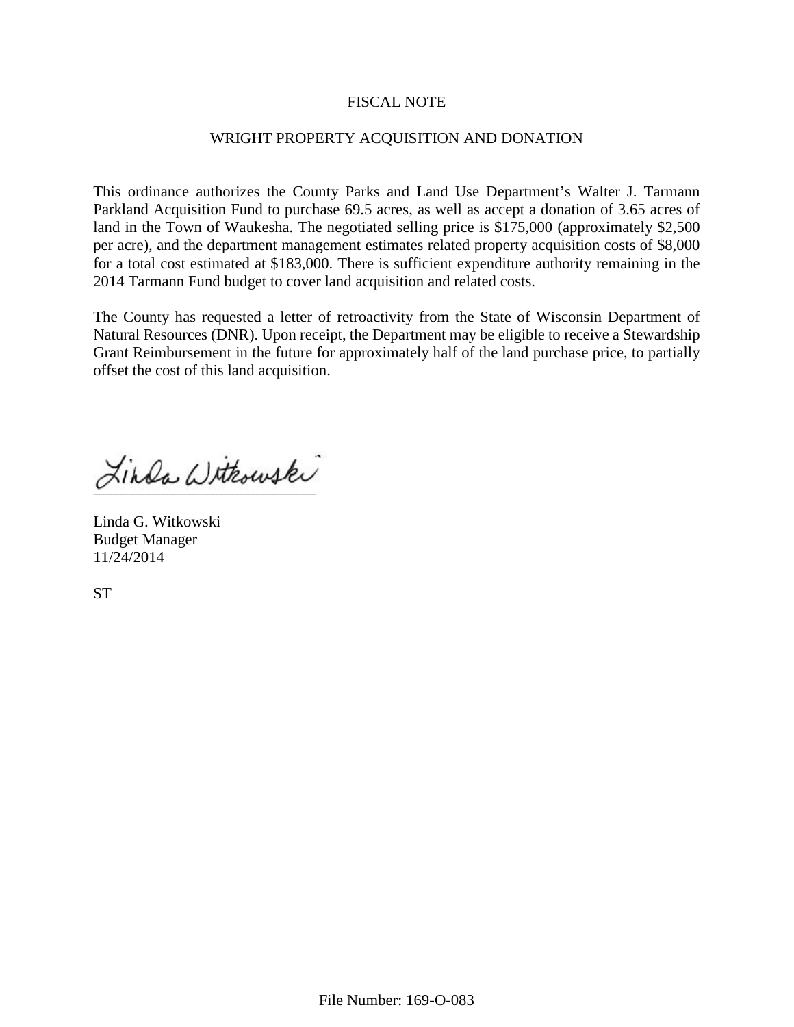# FISCAL NOTE

## WRIGHT PROPERTY ACQUISITION AND DONATION

This ordinance authorizes the County Parks and Land Use Department's Walter J. Tarmann Parkland Acquisition Fund to purchase 69.5 acres, as well as accept a donation of 3.65 acres of land in the Town of Waukesha. The negotiated selling price is $175,000 (approximately $2,500 per acre), and the department management estimates related property acquisition costs of $8,000 for a total cost estimated at $183,000. There is sufficient expenditure authority remaining in the 2014 Tarmann Fund budget to cover land acquisition and related costs.

The County has requested a letter of retroactivity from the State of Wisconsin Department of Natural Resources (DNR). Upon receipt, the Department may be eligible to receive a Stewardship Grant Reimbursement in the future for approximately half of the land purchase price, to partially offset the cost of this land acquisition.

Linda Witkowski

Linda G. Witkowski
Budget Manager
11/24/2014

ST

File Number: 169-O-083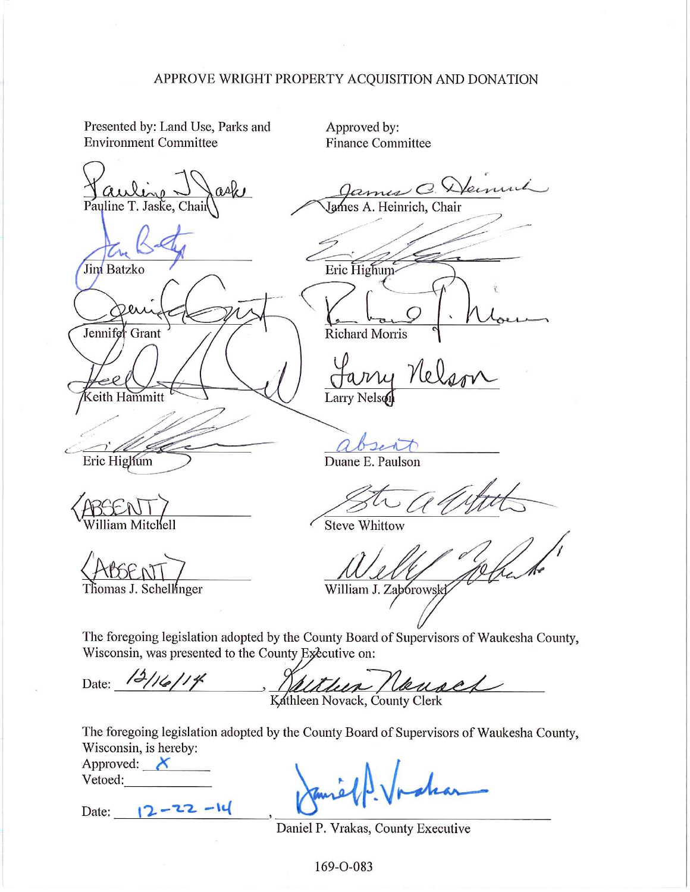# APPROVE WRIGHT PROPERTY ACQUISITION AND DONATION

Presented by: Land Use, Parks and Environment Committee

Pauline T. Jaske, Chair

Jim Batzko

Jennifer Grant

Keith Hammitt

Eric Highum

(ABSENT)
William Mitchell

(ABSENT)
Thomas J. Schellinger

Approved by: Finance Committee

James A. Heinrich, Chair

Eric Highum

Richard Morris

Larry Nelson

absent
Duane E. Paulson

Steve Whittow

William J. Zaborowski

The foregoing legislation adopted by the County Board of Supervisors of Waukesha County, Wisconsin, was presented to the County Executive on:

Date: 12/16/14, Kathleen Novack, County Clerk

The foregoing legislation adopted by the County Board of Supervisors of Waukesha County, Wisconsin, is hereby:

Approved: X

Vetoed:

Date: 12-22-14, Daniel P. Vrakas, County Executive

169-O-083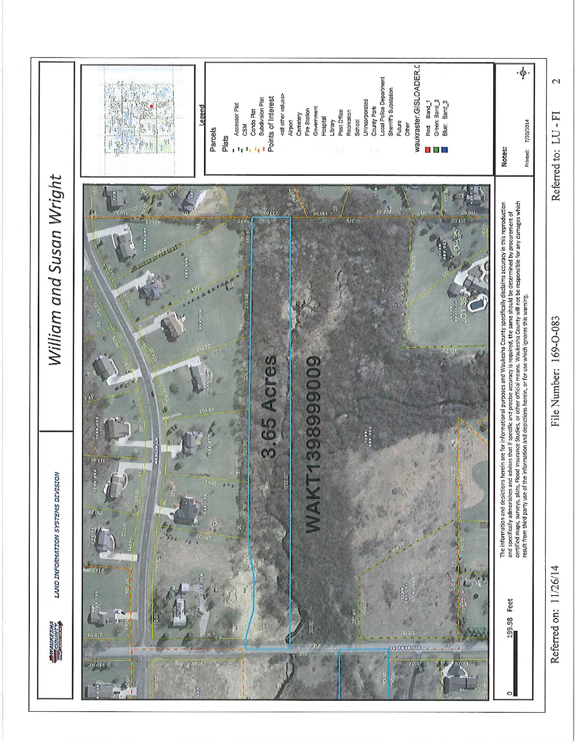WAUKESHA COUNTY

LAND INFORMATION SYSTEMS DIVISION

# William and Susan Wright

3.65 Acres

WAKT1398999009

0 199.98 Feet

**Legend**

- Parcels
- Plats
  - Assessor Plat
  - CSM
  - Condo Plat
  - Subdivision Plat
- Points of Interest
  - <all other values>
  - Airport
  - Cemetery
  - Fire Station
  - Government
  - Hospital
  - Library
  - Post Office
  - Recreation
  - School
  - Unincorporated
  - County Park
  - Local Police Department
  - Sheriff's Substation
  - Future
  - Other
- waukraster.GISLOADER.C
  - Red: Band_1
  - Green: Band_2
  - Blue: Band_3

The information and depictions herein are for informational purposes and Waukesha County specifically disclaims accuracy in this reproduction and specifically admonishes and advises that if specific and precise accuracy is required, the same should be determined by procurement of certified maps, surveys, plats, Flood Insurance Studies, or other official means. Waukesha County will not be responsible for any damages which result from third party use of the information and depictions herein, or for use which ignores this warning.

**Notes:**

Printed: 7/30/2014

Referred on: 11/26/14 File Number: 169-O-083 Referred to: LU - FI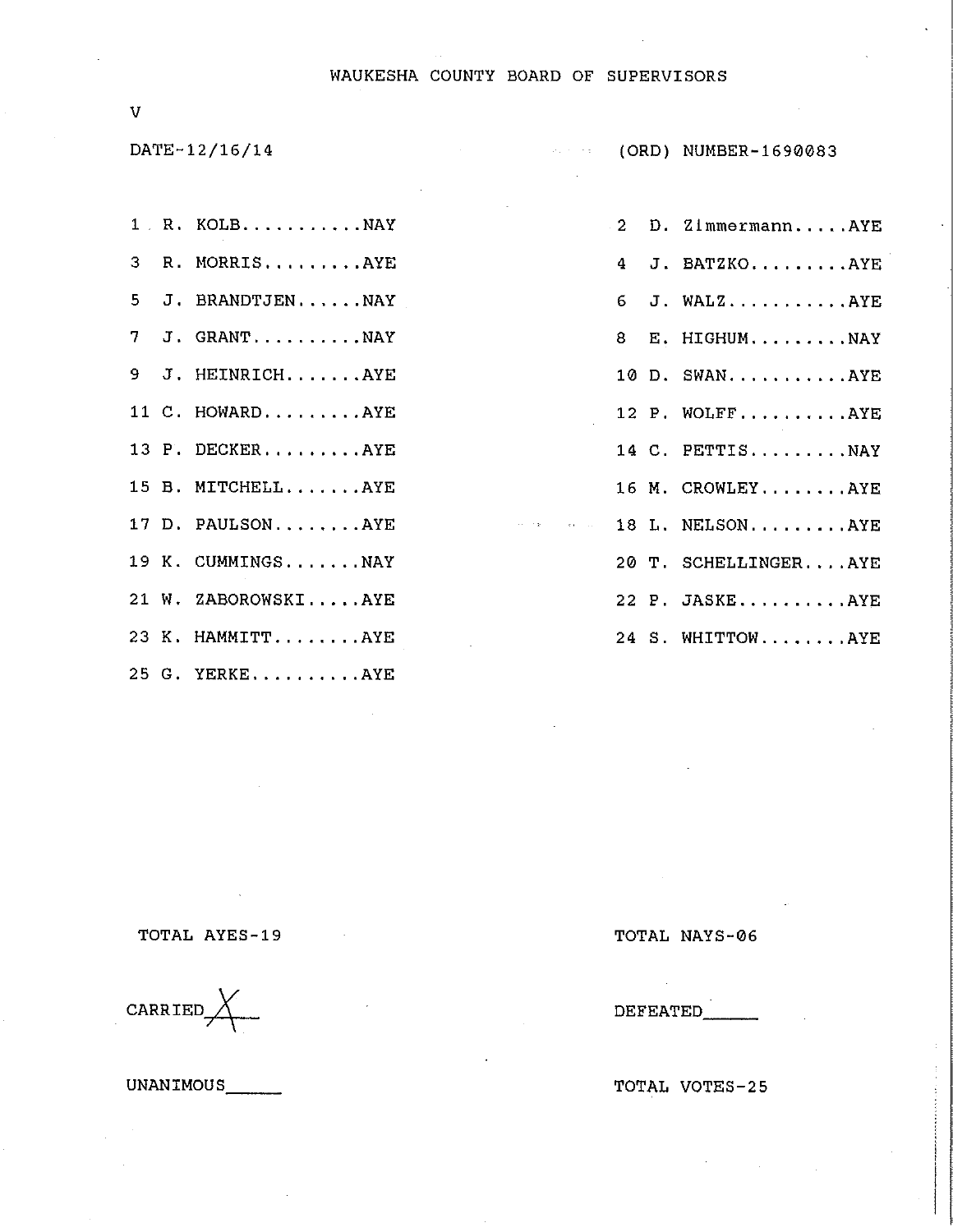# WAUKESHA COUNTY BOARD OF SUPERVISORS

V

DATE-12/16/14

(ORD) NUMBER-1690083

1 R. KOLB...........NAY

2 D. Zimmermann.....AYE

3 R. MORRIS.........AYE

4 J. BATZKO.........AYE

5 J. BRANDTJEN......NAY

6 J. WALZ...........AYE

7 J. GRANT..........NAY

8 E. HIGHUM.........NAY

9 J. HEINRICH.......AYE

10 D. SWAN...........AYE

11 C. HOWARD.........AYE

12 P. WOLFF..........AYE

13 P. DECKER.........AYE

14 C. PETTIS.........NAY

15 B. MITCHELL.......AYE

16 M. CROWLEY........AYE

17 D. PAULSON........AYE

18 L. NELSON.........AYE

19 K. CUMMINGS.......NAY

20 T. SCHELLINGER....AYE

21 W. ZABOROWSKI.....AYE

22 P. JASKE..........AYE

23 K. HAMMITT........AYE

24 S. WHITTOW........AYE

25 G. YERKE..........AYE

TOTAL AYES-19

TOTAL NAYS-06

CARRIED X

DEFEATED_____

UNANIMOUS_____

TOTAL VOTES-25